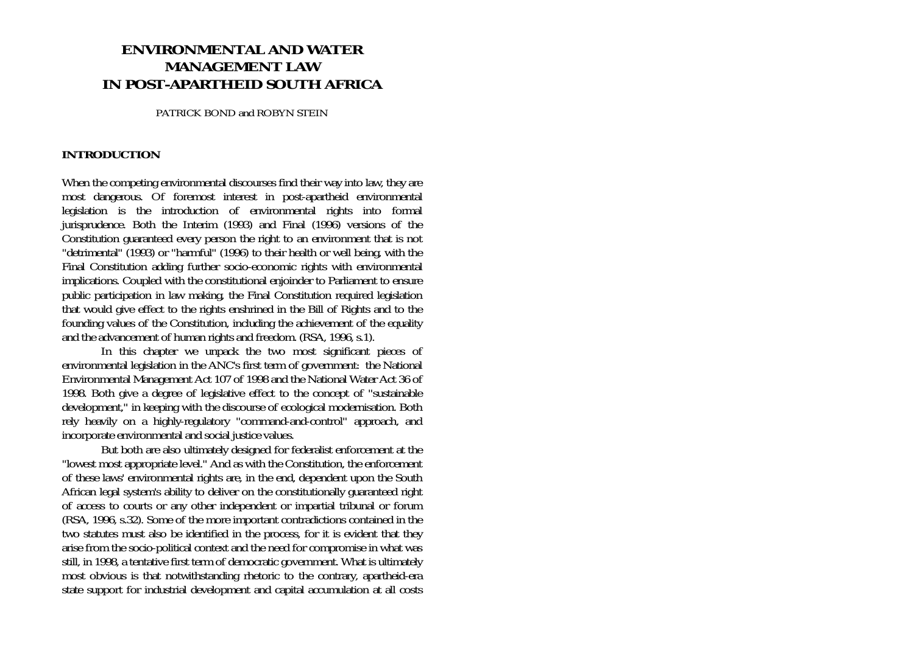# ENVIRONMENTAL AND WATER MANAGEMENT LAW IN POST-APARTHEID SOUTH AFRICA

PATRICK BOND and ROBYN STEIN

## INTRODUCTION

When the competing environmental discourses find their way into law, they are most dangerous. Of foremost interest in post-apartheid environmental legislation is the introduction of environmental rights into formal jurisprudence. Both the Interim (1993) and Final (1996) versions of the Constitution guaranteed every person the right to an environment that is not "detrimental" (1993) or "harmful" (1996) to their health or well being, with the Final Constitution adding further socio-economic rights with environmental implications. Coupled with the constitutional enjoinder to Parliament to ensure public participation in law making, the Final Constitution required legislation that would give effect to the rights enshrined in the Bill of Rights and to the founding values of the Constitution, including the achievement of the equality and the advancement of human rights and freedom. (RSA, 1996, s.1).

In this chapter we unpack the two most significant pieces of environmental legislation in the ANC's first term of government: the National Environmental Management Act 107 of 1998 and the National Water Act 36 of 1998. Both give a degree of legislative effect to the concept of "sustainable development," in keeping with the discourse of ecological modernisation. Both rely heavily on a highly-regulatory "command-and-control" approach, and incorporate environmental and social justice values.

But both are also ultimately designed for federalist enforcement at the "lowest most appropriate level." And as with the Constitution, the enforcement of these laws' environmental rights are, in the end, dependent upon the South African legal system's ability to deliver on the constitutionally guaranteed right of access to courts or any other independent or impartial tribunal or forum (RSA, 1996, s.32). Some of the more important contradictions contained in the two statutes must also be identified in the process, for it is evident that they arise from the socio-political context and the need for compromise in what was still, in 1998, a tentative first term of democratic government. What is ultimately most obvious is that notwithstanding rhetoric to the contrary, apartheid-era state support for industrial development and capital accumulation at all costs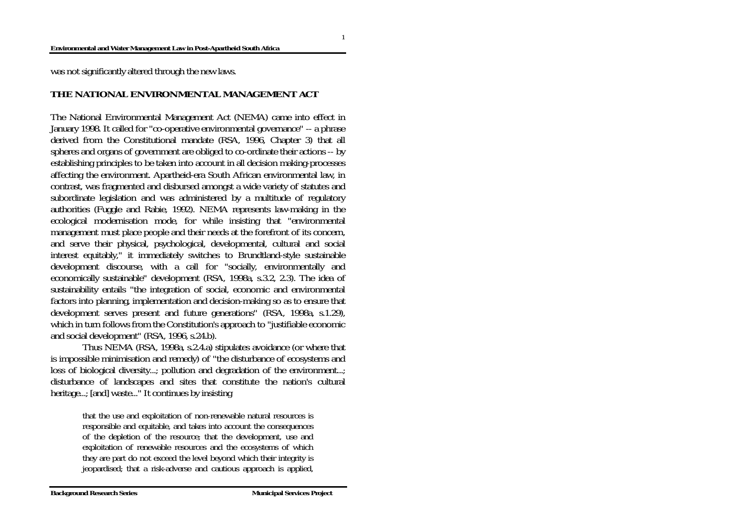was not significantly altered through the new laws.

## THE NATIONAL ENVIRONMENTAL MANAGEMENT ACT

The National Environmental Management Act (NEMA) came into effect in January 1998. It called for "co-operative environmental governance" -- a phrase derived from the Constitutional mandate (RSA, 1996, Chapter 3) that all spheres and organs of government are obliged to co-ordinate their actions -- by establishing principles to be taken into account in all decision making-processes affecting the environment. Apartheid-era South African environmental law, in contrast, was fragmented and disbursed amongst a wide variety of statutes and subordinate legislation and was administered by a multitude of regulatory authorities (Fuggle and Rabie, 1992). NEMA represents law-making in the ecological modernisation mode, for while insisting that "environmental management must place people and their needs at the forefront of its concern, and serve their physical, psychological, developmental, cultural and social interest equitably," it immediately switches to Brundtland-style sustainable development discourse, with a call for "socially, environmentally and economically sustainable" development (RSA, 1998a, s.3.2, 2.3). The idea of sustainability entails "the integration of social, economic and environmental factors into planning, implementation and decision-making so as to ensure that development serves present and future generations" (RSA, 1998a, s.1.29), which in turn follows from the Constitution's approach to "justifiable economic and social development" (RSA, 1996, s.24.b).

Thus NEMA (RSA, 1998a, s.2.4.a) stipulates avoidance (or where that is impossible minimisation and remedy) of "the disturbance of ecosystems and loss of biological diversity...; pollution and degradation of the environment...; disturbance of landscapes and sites that constitute the nation's cultural heritage...; [and] waste..." It continues by insisting

> that the use and exploitation of non-renewable natural resources is responsible and equitable, and takes into account the consequences of the depletion of the resource; that the development, use and exploitation of renewable resources and the ecosystems of which they are part do not exceed the level beyond which their integrity is jeopardised; that a risk-adverse and cautious approach is applied,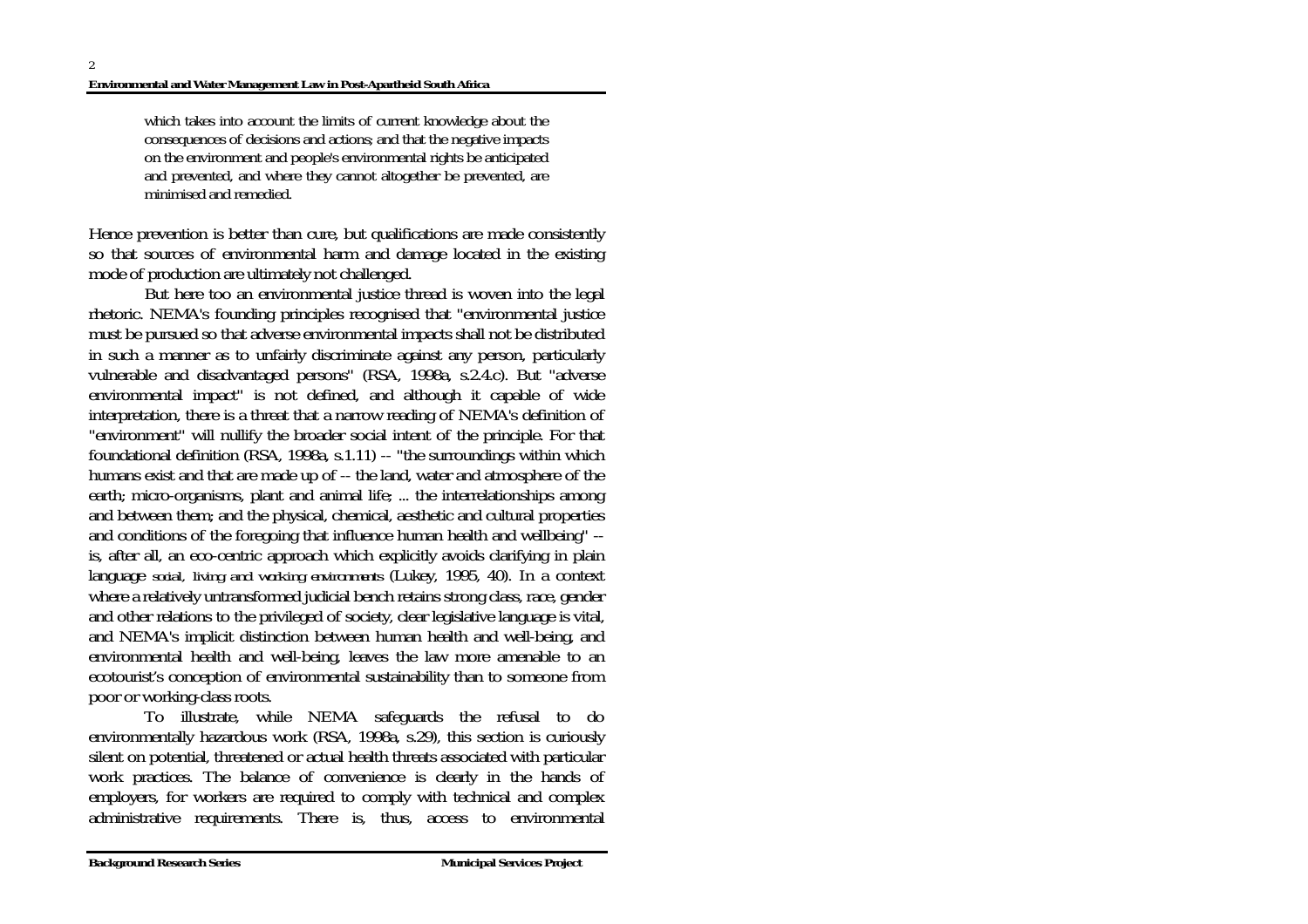> which takes into account the limits of current knowledge about the consequences of decisions and actions; and that the negative impacts on the environment and people's environmental rights be anticipated and prevented, and where they cannot altogether be prevented, are minimised and remedied.

Hence prevention is better than cure, but qualifications are made consistently so that sources of environmental harm and damage located in the existing mode of production are ultimately not challenged.

But here too an environmental justice thread is woven into the legal rhetoric. NEMA's founding principles recognised that "environmental justice must be pursued so that adverse environmental impacts shall not be distributed in such a manner as to unfairly discriminate against any person, particularly vulnerable and disadvantaged persons" (RSA, 1998a, s.2.4.c). But "adverse environmental impact" is not defined, and although it capable of wide interpretation, there is a threat that a narrow reading of NEMA's definition of "environment" will nullify the broader social intent of the principle. For that foundational definition (RSA, 1998a, s.1.11) -- "the surroundings within which humans exist and that are made up of -- the land, water and atmosphere of the earth; micro-organisms, plant and animal life; ... the interrelationships among and between them; and the physical, chemical, aesthetic and cultural properties and conditions of the foregoing that influence human health and wellbeing" -- is, after all, an eco-centric approach which explicitly avoids clarifying in plain language *social, living and working environments* (Lukey, 1995, 40). In a context where a relatively untransformed judicial bench retains strong class, race, gender and other relations to the privileged of society, clear legislative language is vital, and NEMA's implicit distinction between human health and well-being, and environmental health and well-being, leaves the law more amenable to an ecotourist's conception of environmental sustainability than to someone from poor or working-class roots.

To illustrate, while NEMA safeguards the refusal to do environmentally hazardous work (RSA, 1998a, s.29), this section is curiously silent on potential, threatened or actual health threats associated with particular work practices. The balance of convenience is clearly in the hands of employers, for workers are required to comply with technical and complex administrative requirements. There is, thus, access to environmental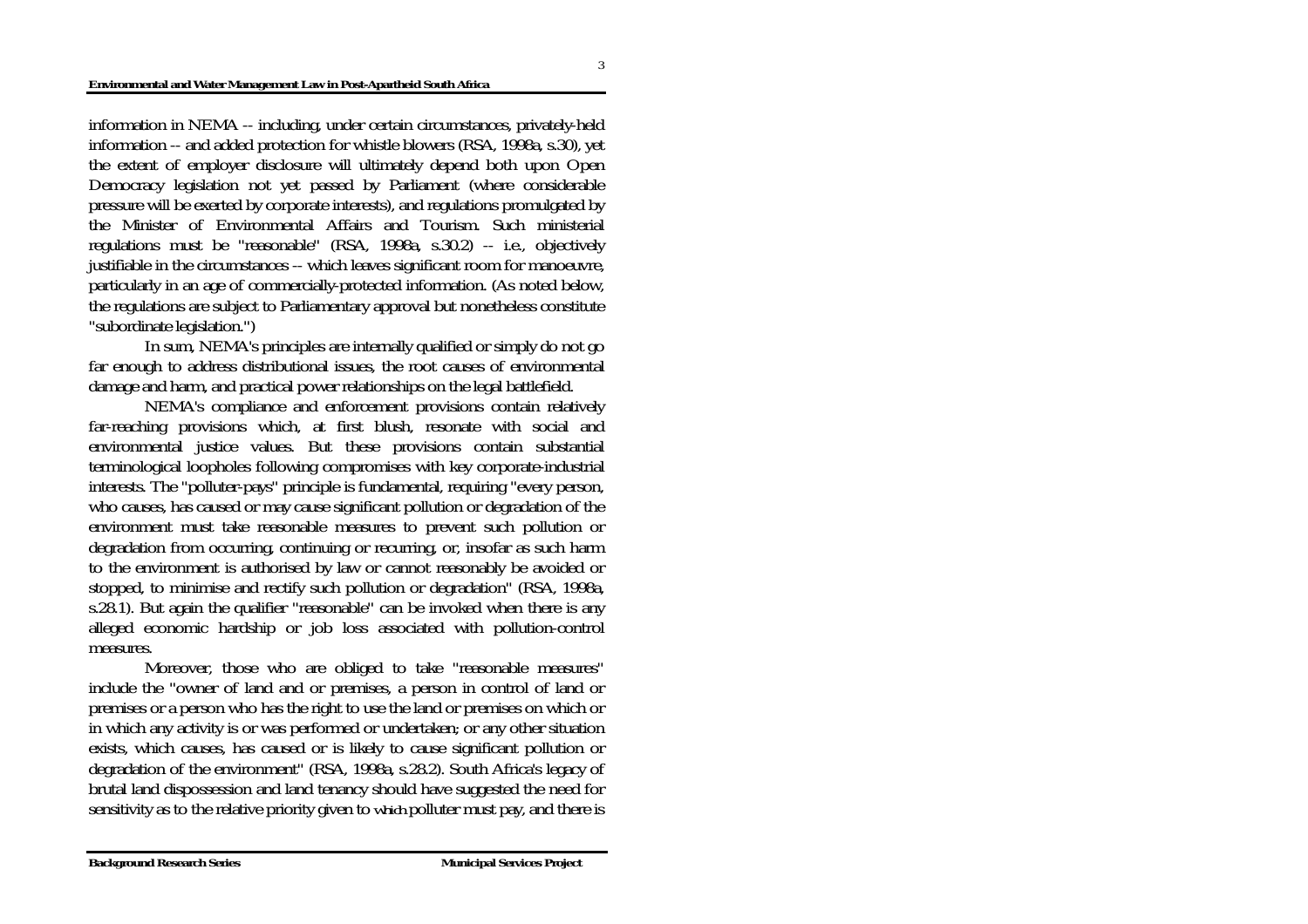information in NEMA -- including, under certain circumstances, privately-held information -- and added protection for whistle blowers (RSA, 1998a, s.30), yet the extent of employer disclosure will ultimately depend both upon Open Democracy legislation not yet passed by Parliament (where considerable pressure will be exerted by corporate interests), and regulations promulgated by the Minister of Environmental Affairs and Tourism. Such ministerial regulations must be "reasonable" (RSA, 1998a, s.30.2) -- i.e., objectively justifiable in the circumstances -- which leaves significant room for manoeuvre, particularly in an age of commercially-protected information. (As noted below, the regulations are subject to Parliamentary approval but nonetheless constitute "subordinate legislation.")

In sum, NEMA's principles are internally qualified or simply do not go far enough to address distributional issues, the root causes of environmental damage and harm, and practical power relationships on the legal battlefield.

NEMA's compliance and enforcement provisions contain relatively far-reaching provisions which, at first blush, resonate with social and environmental justice values. But these provisions contain substantial terminological loopholes following compromises with key corporate-industrial interests. The "polluter-pays" principle is fundamental, requiring "every person, who causes, has caused or may cause significant pollution or degradation of the environment must take reasonable measures to prevent such pollution or degradation from occurring, continuing or recurring, or, insofar as such harm to the environment is authorised by law or cannot reasonably be avoided or stopped, to minimise and rectify such pollution or degradation" (RSA, 1998a, s.28.1). But again the qualifier "reasonable" can be invoked when there is any alleged economic hardship or job loss associated with pollution-control measures.

Moreover, those who are obliged to take "reasonable measures" include the "owner of land and or premises, a person in control of land or premises or a person who has the right to use the land or premises on which or in which any activity is or was performed or undertaken; or any other situation exists, which causes, has caused or is likely to cause significant pollution or degradation of the environment" (RSA, 1998a, s.28.2). South Africa's legacy of brutal land dispossession and land tenancy should have suggested the need for sensitivity as to the relative priority given to *which* polluter must pay, and there is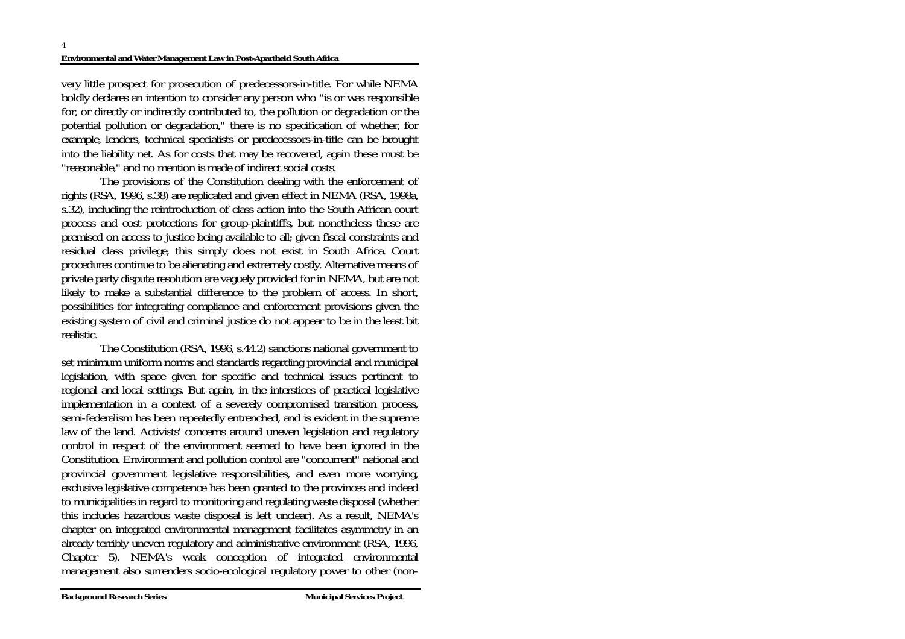very little prospect for prosecution of predecessors-in-title. For while NEMA boldly declares an intention to consider any person who "is or was responsible for, or directly or indirectly contributed to, the pollution or degradation or the potential pollution or degradation," there is no specification of whether, for example, lenders, technical specialists or predecessors-in-title can be brought into the liability net. As for costs that may be recovered, again these must be "reasonable," and no mention is made of indirect social costs.

The provisions of the Constitution dealing with the enforcement of rights (RSA, 1996, s.38) are replicated and given effect in NEMA (RSA, 1998a, s.32), including the reintroduction of class action into the South African court process and cost protections for group-plaintiffs, but nonetheless these are premised on access to justice being available to all; given fiscal constraints and residual class privilege, this simply does not exist in South Africa. Court procedures continue to be alienating and extremely costly. Alternative means of private party dispute resolution are vaguely provided for in NEMA, but are not likely to make a substantial difference to the problem of access. In short, possibilities for integrating compliance and enforcement provisions given the existing system of civil and criminal justice do not appear to be in the least bit realistic.

The Constitution (RSA, 1996, s.44.2) sanctions national government to set minimum uniform norms and standards regarding provincial and municipal legislation, with space given for specific and technical issues pertinent to regional and local settings. But again, in the interstices of practical legislative implementation in a context of a severely compromised transition process, semi-federalism has been repeatedly entrenched, and is evident in the supreme law of the land. Activists' concerns around uneven legislation and regulatory control in respect of the environment seemed to have been ignored in the Constitution. Environment and pollution control are "concurrent" national and provincial government legislative responsibilities, and even more worrying, exclusive legislative competence has been granted to the provinces and indeed to municipalities in regard to monitoring and regulating waste disposal (whether this includes hazardous waste disposal is left unclear). As a result, NEMA's chapter on integrated environmental management facilitates asymmetry in an already terribly uneven regulatory and administrative environment (RSA, 1996, Chapter 5). NEMA's weak conception of integrated environmental management also surrenders socio-ecological regulatory power to other (non-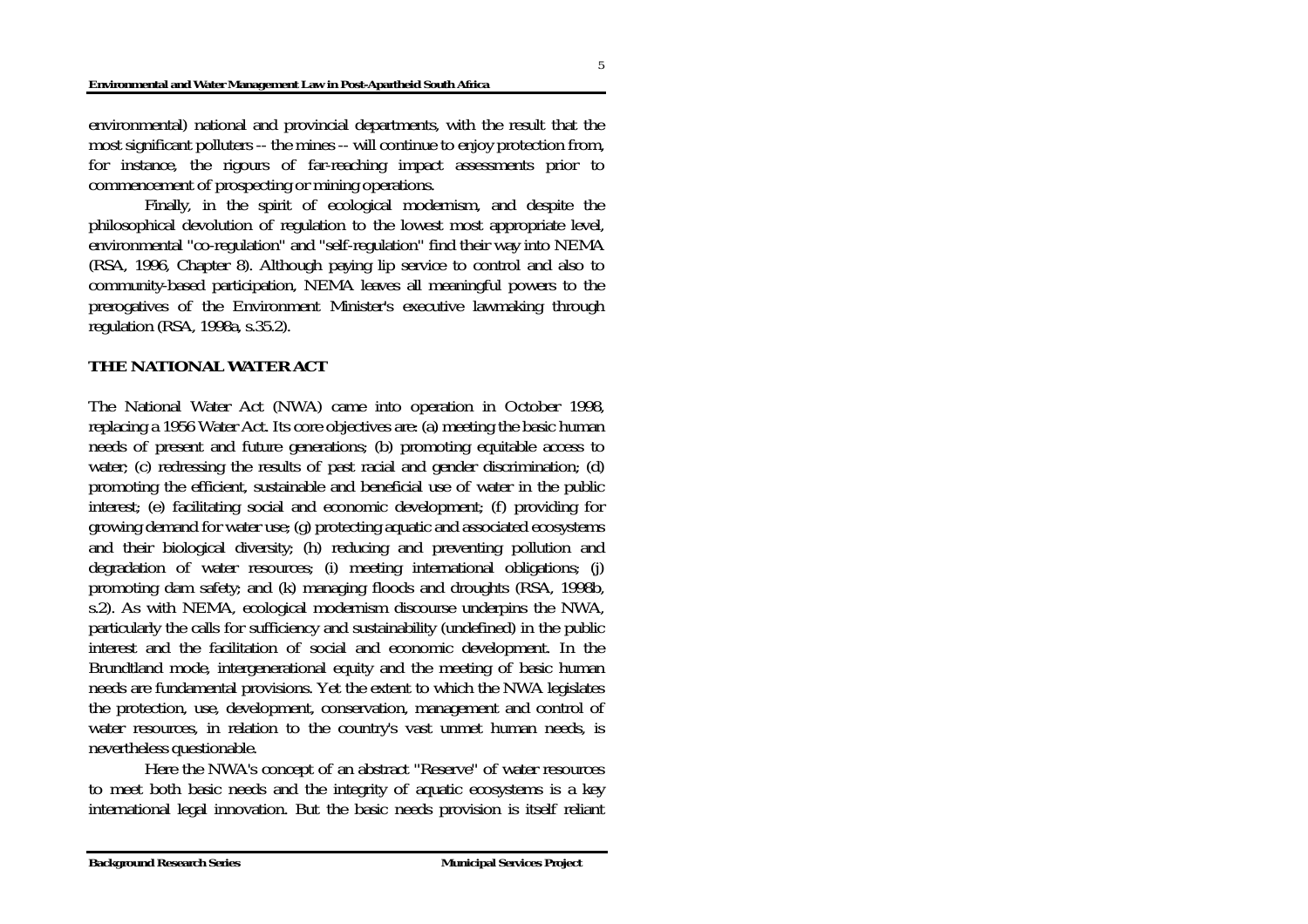environmental) national and provincial departments, with the result that the most significant polluters -- the mines -- will continue to enjoy protection from, for instance, the rigours of far-reaching impact assessments prior to commencement of prospecting or mining operations.

Finally, in the spirit of ecological modernism, and despite the philosophical devolution of regulation to the lowest most appropriate level, environmental "co-regulation" and "self-regulation" find their way into NEMA (RSA, 1996, Chapter 8). Although paying lip service to control and also to community-based participation, NEMA leaves all meaningful powers to the prerogatives of the Environment Minister's executive lawmaking through regulation (RSA, 1998a, s.35.2).

## THE NATIONAL WATER ACT

The National Water Act (NWA) came into operation in October 1998, replacing a 1956 Water Act. Its core objectives are: (a) meeting the basic human needs of present and future generations; (b) promoting equitable access to water; (c) redressing the results of past racial and gender discrimination; (d) promoting the efficient, sustainable and beneficial use of water in the public interest; (e) facilitating social and economic development; (f) providing for growing demand for water use; (g) protecting aquatic and associated ecosystems and their biological diversity; (h) reducing and preventing pollution and degradation of water resources; (i) meeting international obligations; (j) promoting dam safety; and (k) managing floods and droughts (RSA, 1998b, s.2). As with NEMA, ecological modernism discourse underpins the NWA, particularly the calls for sufficiency and sustainability (undefined) in the public interest and the facilitation of social and economic development. In the Brundtland mode, intergenerational equity and the meeting of basic human needs are fundamental provisions. Yet the extent to which the NWA legislates the protection, use, development, conservation, management and control of water resources, in relation to the country's vast unmet human needs, is nevertheless questionable.

Here the NWA's concept of an abstract "Reserve" of water resources to meet both basic needs and the integrity of aquatic ecosystems is a key international legal innovation. But the basic needs provision is itself reliant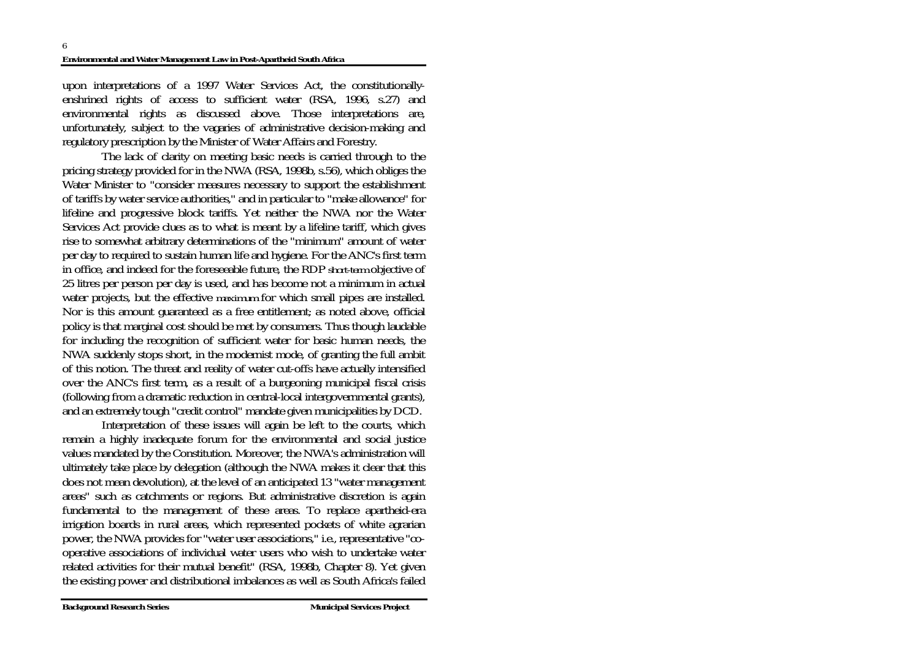upon interpretations of a 1997 Water Services Act, the constitutionally-enshrined rights of access to sufficient water (RSA, 1996, s.27) and environmental rights as discussed above. Those interpretations are, unfortunately, subject to the vagaries of administrative decision-making and regulatory prescription by the Minister of Water Affairs and Forestry.

The lack of clarity on meeting basic needs is carried through to the pricing strategy provided for in the NWA (RSA, 1998b, s.56), which obliges the Water Minister to "consider measures necessary to support the establishment of tariffs by water service authorities," and in particular to "make allowance" for lifeline and progressive block tariffs. Yet neither the NWA nor the Water Services Act provide clues as to what is meant by a lifeline tariff, which gives rise to somewhat arbitrary determinations of the "minimum" amount of water per day to required to sustain human life and hygiene. For the ANC's first term in office, and indeed for the foreseeable future, the RDP *short-term* objective of 25 litres per person per day is used, and has become not a minimum in actual water projects, but the effective *maximum* for which small pipes are installed. Nor is this amount guaranteed as a free entitlement; as noted above, official policy is that marginal cost should be met by consumers. Thus though laudable for including the recognition of sufficient water for basic human needs, the NWA suddenly stops short, in the modernist mode, of granting the full ambit of this notion. The threat and reality of water cut-offs have actually intensified over the ANC's first term, as a result of a burgeoning municipal fiscal crisis (following from a dramatic reduction in central-local intergovernmental grants), and an extremely tough "credit control" mandate given municipalities by DCD.

Interpretation of these issues will again be left to the courts, which remain a highly inadequate forum for the environmental and social justice values mandated by the Constitution. Moreover, the NWA's administration will ultimately take place by delegation (although the NWA makes it clear that this does not mean devolution), at the level of an anticipated 13 "water management areas" such as catchments or regions. But administrative discretion is again fundamental to the management of these areas. To replace apartheid-era irrigation boards in rural areas, which represented pockets of white agrarian power, the NWA provides for "water user associations," i.e., representative "co-operative associations of individual water users who wish to undertake water related activities for their mutual benefit" (RSA, 1998b, Chapter 8). Yet given the existing power and distributional imbalances as well as South Africa's failed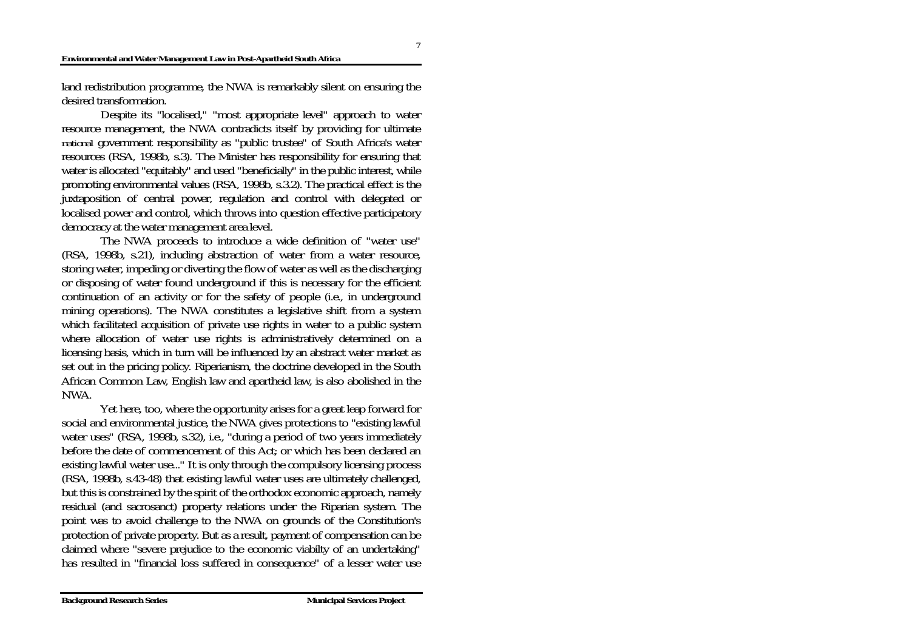land redistribution programme, the NWA is remarkably silent on ensuring the desired transformation.

Despite its "localised," "most appropriate level" approach to water resource management, the NWA contradicts itself by providing for ultimate *national* government responsibility as "public trustee" of South Africa's water resources (RSA, 1998b, s.3). The Minister has responsibility for ensuring that water is allocated "equitably" and used "beneficially" in the public interest, while promoting environmental values (RSA, 1998b, s.3.2). The practical effect is the juxtaposition of central power, regulation and control with delegated or localised power and control, which throws into question effective participatory democracy at the water management area level.

The NWA proceeds to introduce a wide definition of "water use" (RSA, 1998b, s.21), including abstraction of water from a water resource, storing water, impeding or diverting the flow of water as well as the discharging or disposing of water found underground if this is necessary for the efficient continuation of an activity or for the safety of people (i.e., in underground mining operations). The NWA constitutes a legislative shift from a system which facilitated acquisition of private use rights in water to a public system where allocation of water use rights is administratively determined on a licensing basis, which in turn will be influenced by an abstract water market as set out in the pricing policy. Riperianism, the doctrine developed in the South African Common Law, English law and apartheid law, is also abolished in the NWA.

Yet here, too, where the opportunity arises for a great leap forward for social and environmental justice, the NWA gives protections to "existing lawful water uses" (RSA, 1998b, s.32), i.e., "during a period of two years immediately before the date of commencement of this Act; or which has been declared an existing lawful water use..." It is only through the compulsory licensing process (RSA, 1998b, s.43-48) that existing lawful water uses are ultimately challenged, but this is constrained by the spirit of the orthodox economic approach, namely residual (and sacrosanct) property relations under the Riparian system. The point was to avoid challenge to the NWA on grounds of the Constitution's protection of private property. But as a result, payment of compensation can be claimed where "severe prejudice to the economic viabilty of an undertaking" has resulted in "financial loss suffered in consequence" of a lesser water use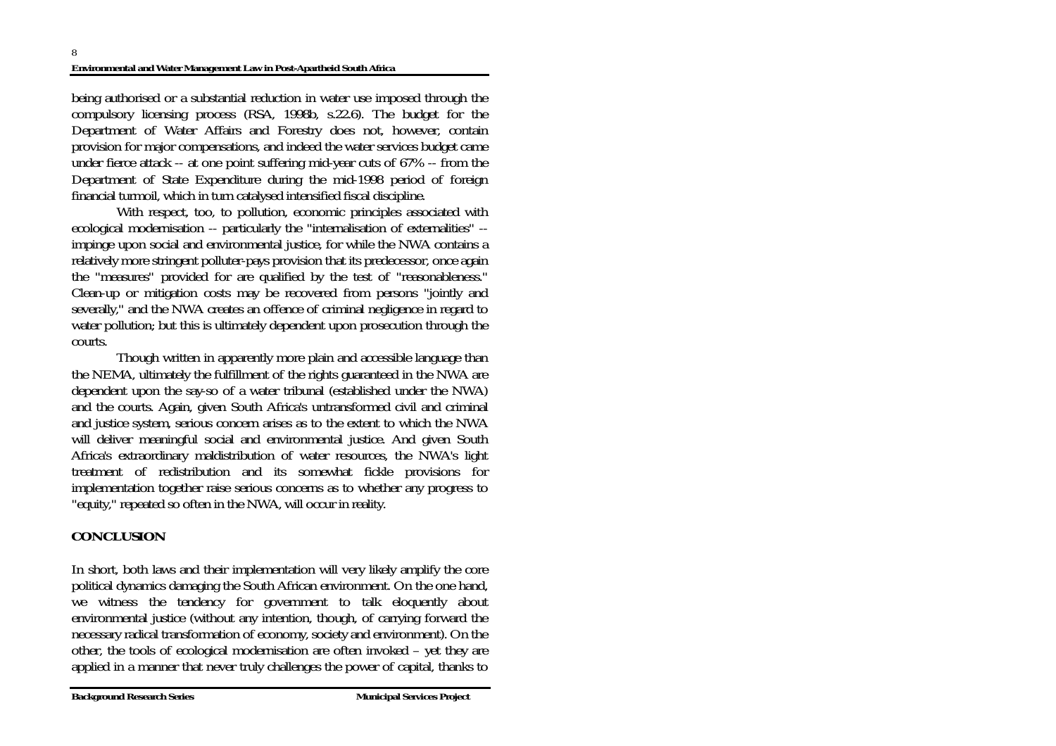being authorised or a substantial reduction in water use imposed through the compulsory licensing process (RSA, 1998b, s.22.6). The budget for the Department of Water Affairs and Forestry does not, however, contain provision for major compensations, and indeed the water services budget came under fierce attack -- at one point suffering mid-year cuts of 67% -- from the Department of State Expenditure during the mid-1998 period of foreign financial turmoil, which in turn catalysed intensified fiscal discipline.

With respect, too, to pollution, economic principles associated with ecological modernisation -- particularly the "internalisation of externalities" -- impinge upon social and environmental justice, for while the NWA contains a relatively more stringent polluter-pays provision that its predecessor, once again the "measures" provided for are qualified by the test of "reasonableness." Clean-up or mitigation costs may be recovered from persons "jointly and severally," and the NWA creates an offence of criminal negligence in regard to water pollution; but this is ultimately dependent upon prosecution through the courts.

Though written in apparently more plain and accessible language than the NEMA, ultimately the fulfillment of the rights guaranteed in the NWA are dependent upon the say-so of a water tribunal (established under the NWA) and the courts. Again, given South Africa's untransformed civil and criminal and justice system, serious concern arises as to the extent to which the NWA will deliver meaningful social and environmental justice. And given South Africa's extraordinary maldistribution of water resources, the NWA's light treatment of redistribution and its somewhat fickle provisions for implementation together raise serious concerns as to whether any progress to "equity," repeated so often in the NWA, will occur in reality.

## CONCLUSION

In short, both laws and their implementation will very likely amplify the core political dynamics damaging the South African environment. On the one hand, we witness the tendency for government to talk eloquently about environmental justice (without any intention, though, of carrying forward the necessary radical transformation of economy, society and environment). On the other, the tools of ecological modernisation are often invoked – yet they are applied in a manner that never truly challenges the power of capital, thanks to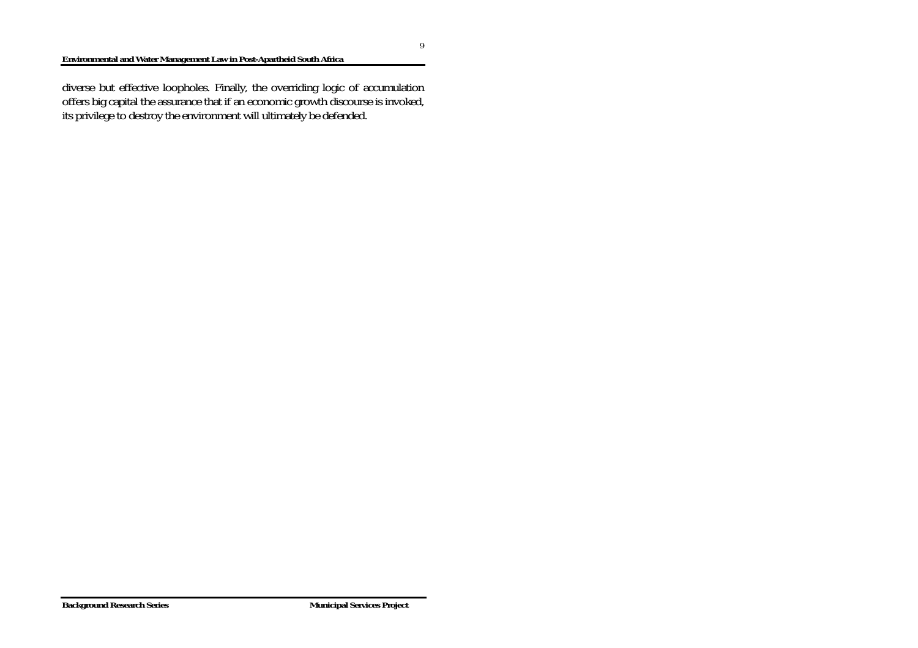diverse but effective loopholes. Finally, the overriding logic of accumulation offers big capital the assurance that if an economic growth discourse is invoked, its privilege to destroy the environment will ultimately be defended.